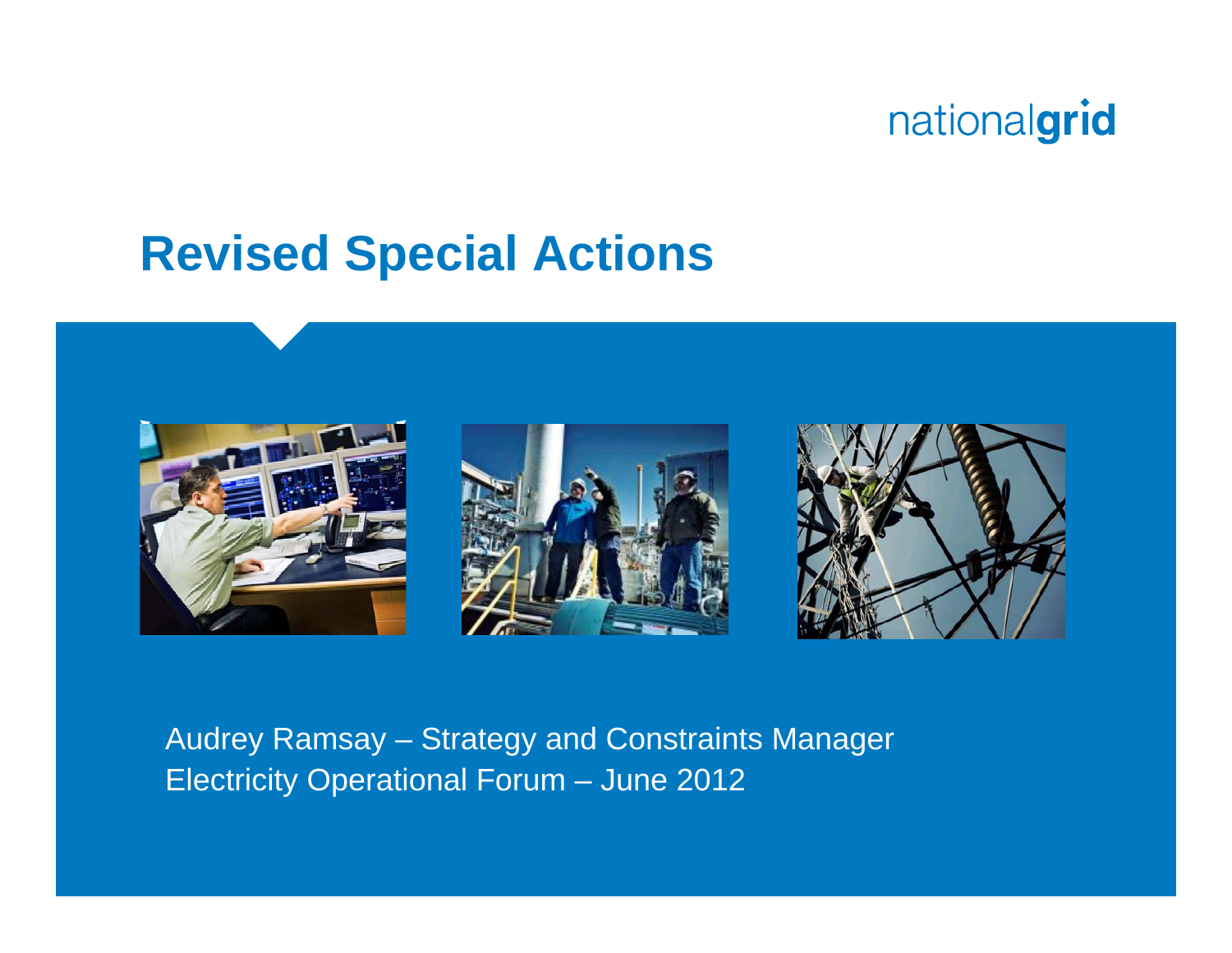nationalgrid

# Revised Special Actions

Audrey Ramsay – Strategy and Constraints Manager
Electricity Operational Forum – June 2012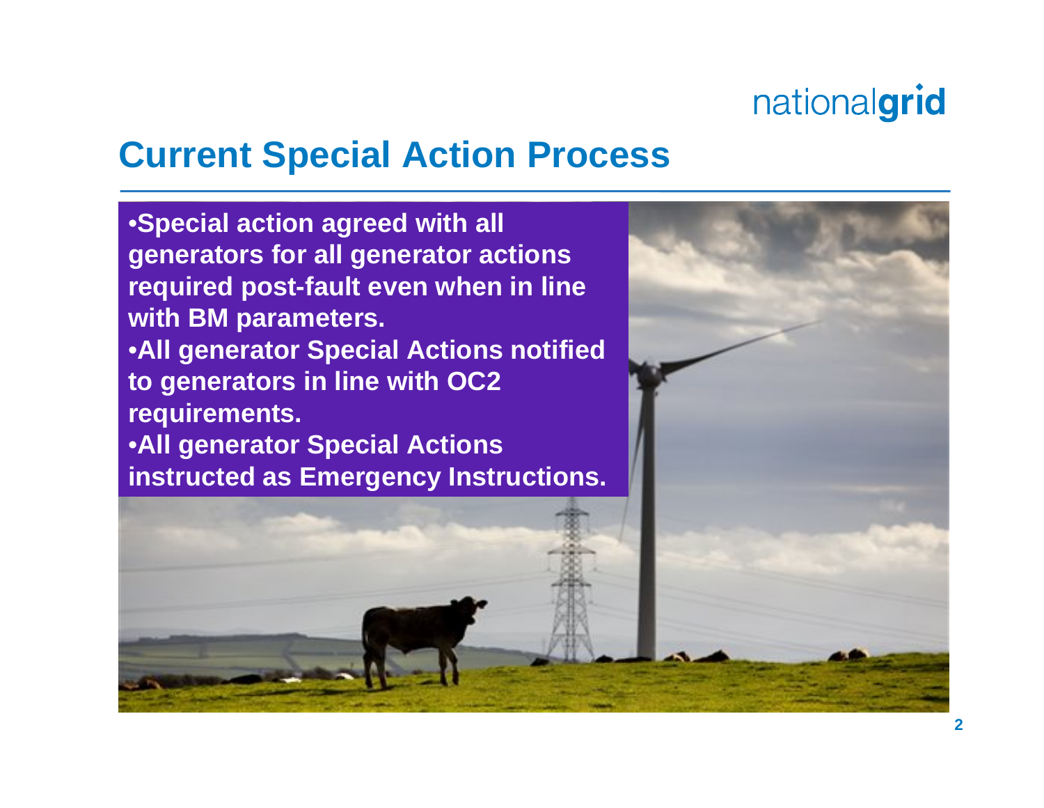# Current Special Action Process

- Special action agreed with all generators for all generator actions required post-fault even when in line with BM parameters.
- All generator Special Actions notified to generators in line with OC2 requirements.
- All generator Special Actions instructed as Emergency Instructions.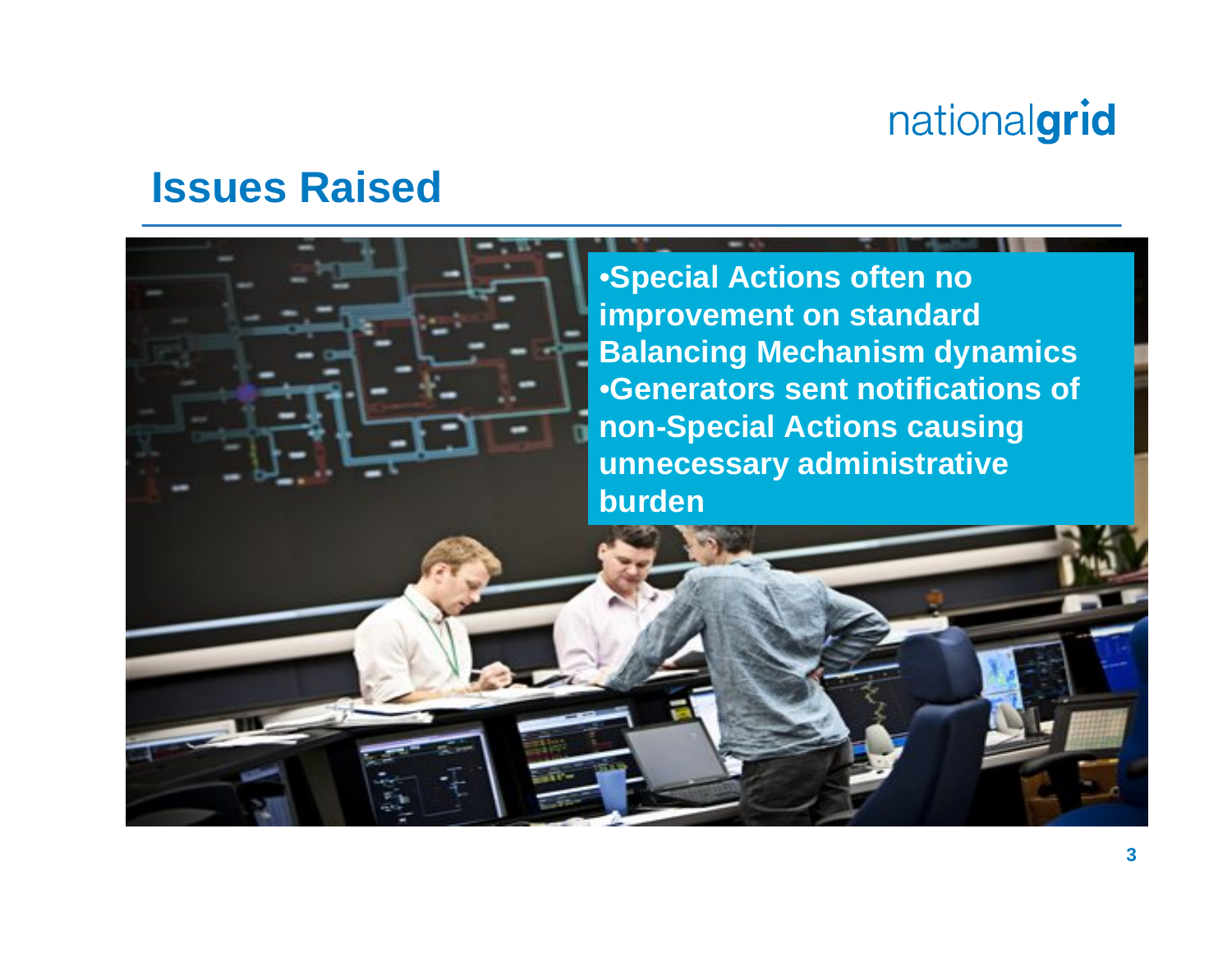# Issues Raised

- Special Actions often no improvement on standard Balancing Mechanism dynamics
- Generators sent notifications of non-Special Actions causing unnecessary administrative burden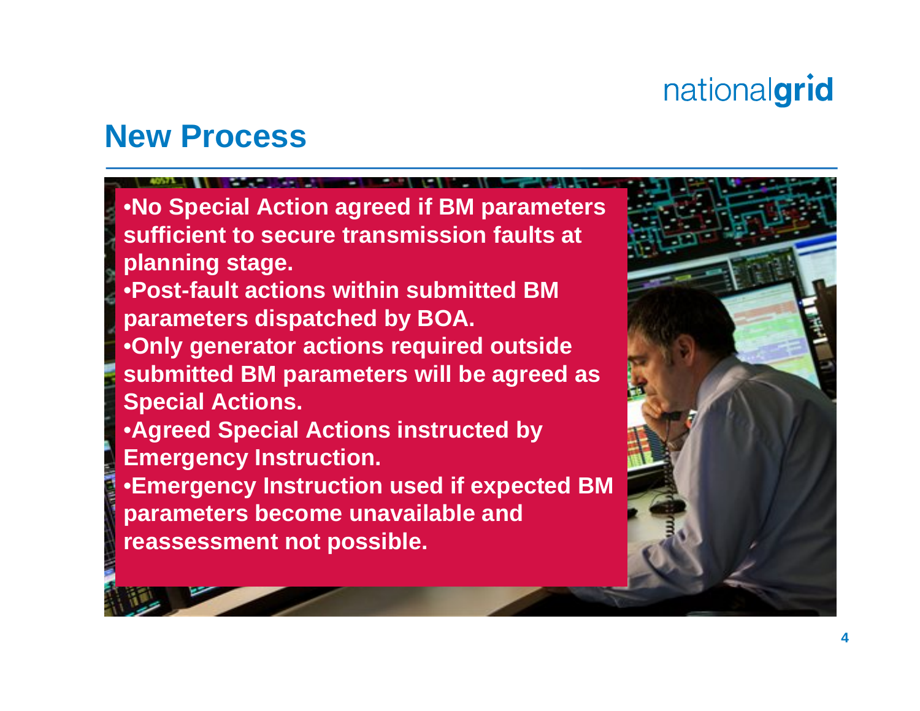## New Process

- No Special Action agreed if BM parameters sufficient to secure transmission faults at planning stage.
- Post-fault actions within submitted BM parameters dispatched by BOA.
- Only generator actions required outside submitted BM parameters will be agreed as Special Actions.
- Agreed Special Actions instructed by Emergency Instruction.
- Emergency Instruction used if expected BM parameters become unavailable and reassessment not possible.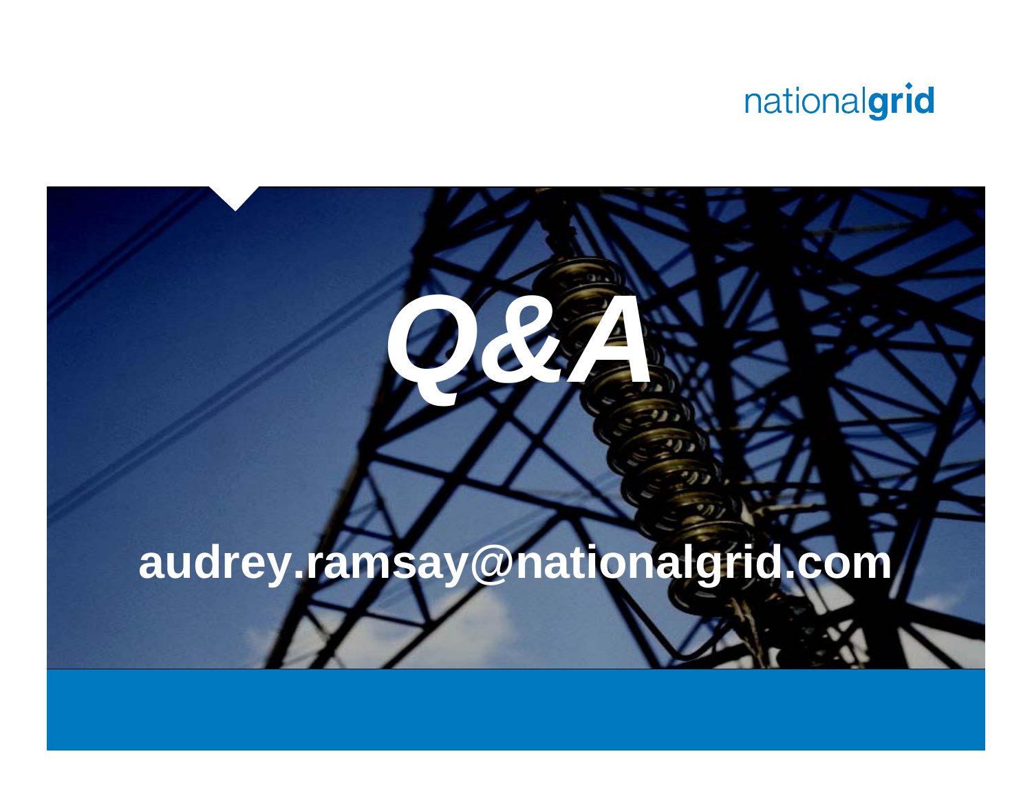nationalgrid

# *Q&A*

**audrey.ramsay@nationalgrid.com**